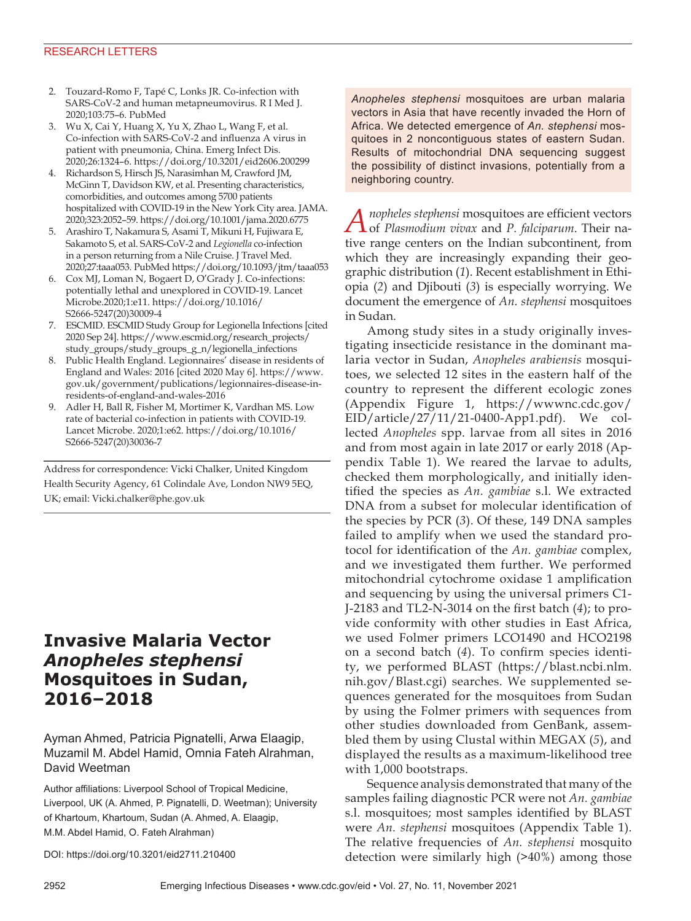2. Touzard-Romo F, Tapé C, Lonks JR. Co-infection with SARS-CoV-2 and human metapneumovirus. R I Med J. 2020;103:75–6. PubMed
3. Wu X, Cai Y, Huang X, Yu X, Zhao L, Wang F, et al. Co-infection with SARS-CoV-2 and influenza A virus in patient with pneumonia, China. Emerg Infect Dis. 2020;26:1324–6. https://doi.org/10.3201/eid2606.200299
4. Richardson S, Hirsch JS, Narasimhan M, Crawford JM, McGinn T, Davidson KW, et al. Presenting characteristics, comorbidities, and outcomes among 5700 patients hospitalized with COVID-19 in the New York City area. JAMA. 2020;323:2052–59. https://doi.org/10.1001/jama.2020.6775
5. Arashiro T, Nakamura S, Asami T, Mikuni H, Fujiwara E, Sakamoto S, et al. SARS-CoV-2 and *Legionella* co-infection in a person returning from a Nile Cruise. J Travel Med. 2020;27:taaa053. PubMed https://doi.org/10.1093/jtm/taaa053
6. Cox MJ, Loman N, Bogaert D, O'Grady J. Co-infections: potentially lethal and unexplored in COVID-19. Lancet Microbe.2020;1:e11. https://doi.org/10.1016/S2666-5247(20)30009-4
7. ESCMID. ESCMID Study Group for Legionella Infections [cited 2020 Sep 24]. https://www.escmid.org/research_projects/study_groups/study_groups_g_n/legionella_infections
8. Public Health England. Legionnaires' disease in residents of England and Wales: 2016 [cited 2020 May 6]. https://www.gov.uk/government/publications/legionnaires-disease-in-residents-of-england-and-wales-2016
9. Adler H, Ball R, Fisher M, Mortimer K, Vardhan MS. Low rate of bacterial co-infection in patients with COVID-19. Lancet Microbe. 2020;1:e62. https://doi.org/10.1016/S2666-5247(20)30036-7

Address for correspondence: Vicki Chalker, United Kingdom Health Security Agency, 61 Colindale Ave, London NW9 5EQ, UK; email: Vicki.chalker@phe.gov.uk

# Invasive Malaria Vector *Anopheles stephensi* Mosquitoes in Sudan, 2016–2018

Ayman Ahmed, Patricia Pignatelli, Arwa Elaagip, Muzamil M. Abdel Hamid, Omnia Fateh Alrahman, David Weetman

Author affiliations: Liverpool School of Tropical Medicine, Liverpool, UK (A. Ahmed, P. Pignatelli, D. Weetman); University of Khartoum, Khartoum, Sudan (A. Ahmed, A. Elaagip, M.M. Abdel Hamid, O. Fateh Alrahman)

DOI: https://doi.org/10.3201/eid2711.210400

*Anopheles stephensi* mosquitoes are urban malaria vectors in Asia that have recently invaded the Horn of Africa. We detected emergence of *An. stephensi* mosquitoes in 2 noncontiguous states of eastern Sudan. Results of mitochondrial DNA sequencing suggest the possibility of distinct invasions, potentially from a neighboring country.

*Anopheles stephensi* mosquitoes are efficient vectors of *Plasmodium vivax* and *P. falciparum*. Their native range centers on the Indian subcontinent, from which they are increasingly expanding their geographic distribution (*1*). Recent establishment in Ethiopia (*2*) and Djibouti (*3*) is especially worrying. We document the emergence of *An. stephensi* mosquitoes in Sudan.

Among study sites in a study originally investigating insecticide resistance in the dominant malaria vector in Sudan, *Anopheles arabiensis* mosquitoes, we selected 12 sites in the eastern half of the country to represent the different ecologic zones (Appendix Figure 1, https://wwwnc.cdc.gov/EID/article/27/11/21-0400-App1.pdf). We collected *Anopheles* spp. larvae from all sites in 2016 and from most again in late 2017 or early 2018 (Appendix Table 1). We reared the larvae to adults, checked them morphologically, and initially identified the species as *An. gambiae* s.l. We extracted DNA from a subset for molecular identification of the species by PCR (*3*). Of these, 149 DNA samples failed to amplify when we used the standard protocol for identification of the *An. gambiae* complex, and we investigated them further. We performed mitochondrial cytochrome oxidase 1 amplification and sequencing by using the universal primers C1-J-2183 and TL2-N-3014 on the first batch (*4*); to provide conformity with other studies in East Africa, we used Folmer primers LCO1490 and HCO2198 on a second batch (*4*). To confirm species identity, we performed BLAST (https://blast.ncbi.nlm.nih.gov/Blast.cgi) searches. We supplemented sequences generated for the mosquitoes from Sudan by using the Folmer primers with sequences from other studies downloaded from GenBank, assembled them by using Clustal within MEGAX (*5*), and displayed the results as a maximum-likelihood tree with 1,000 bootstraps.

Sequence analysis demonstrated that many of the samples failing diagnostic PCR were not *An. gambiae* s.l. mosquitoes; most samples identified by BLAST were *An. stephensi* mosquitoes (Appendix Table 1). The relative frequencies of *An. stephensi* mosquito detection were similarly high (>40%) among those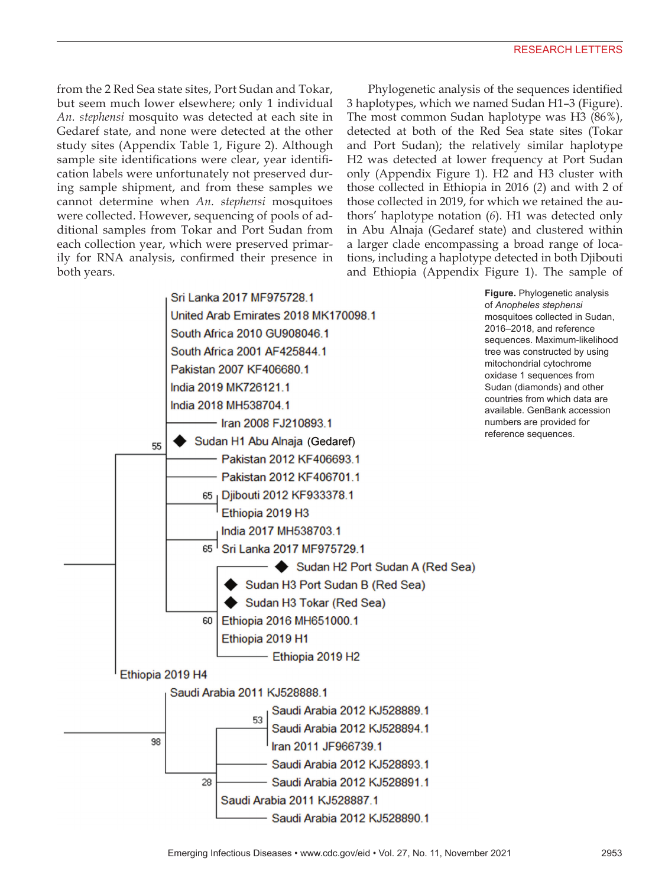from the 2 Red Sea state sites, Port Sudan and Tokar, but seem much lower elsewhere; only 1 individual *An. stephensi* mosquito was detected at each site in Gedaref state, and none were detected at the other study sites (Appendix Table 1, Figure 2). Although sample site identifications were clear, year identification labels were unfortunately not preserved during sample shipment, and from these samples we cannot determine when *An. stephensi* mosquitoes were collected. However, sequencing of pools of additional samples from Tokar and Port Sudan from each collection year, which were preserved primarily for RNA analysis, confirmed their presence in both years.

Phylogenetic analysis of the sequences identified 3 haplotypes, which we named Sudan H1–3 (Figure). The most common Sudan haplotype was H3 (86%), detected at both of the Red Sea state sites (Tokar and Port Sudan); the relatively similar haplotype H2 was detected at lower frequency at Port Sudan only (Appendix Figure 1). H2 and H3 cluster with those collected in Ethiopia in 2016 (2) and with 2 of those collected in 2019, for which we retained the authors' haplotype notation (6). H1 was detected only in Abu Alnaja (Gedaref state) and clustered within a larger clade encompassing a broad range of locations, including a haplotype detected in both Djibouti and Ethiopia (Appendix Figure 1). The sample of

**Figure.** Phylogenetic analysis of *Anopheles stephensi* mosquitoes collected in Sudan, 2016–2018, and reference sequences. Maximum-likelihood tree was constructed by using mitochondrial cytochrome oxidase 1 sequences from Sudan (diamonds) and other countries from which data are available. GenBank accession numbers are provided for reference sequences.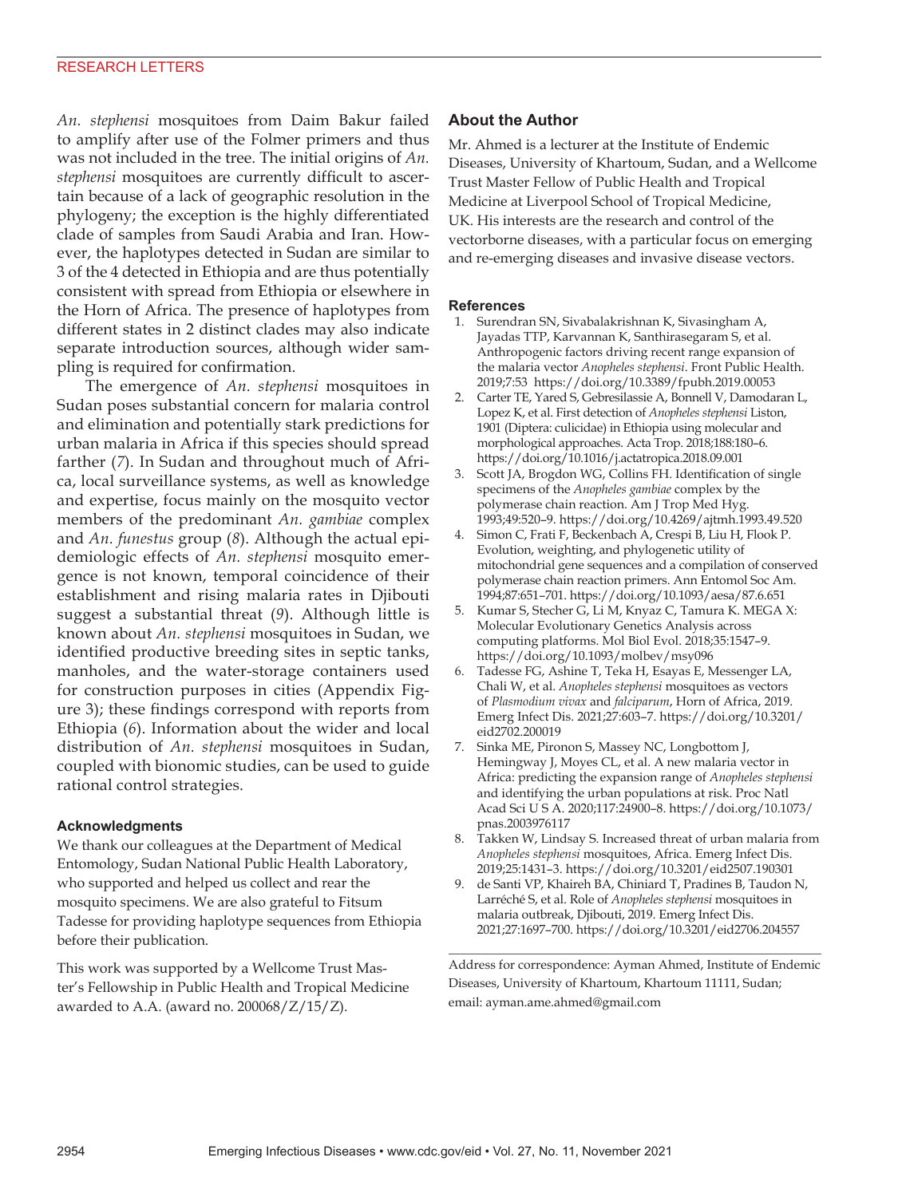*An. stephensi* mosquitoes from Daim Bakur failed to amplify after use of the Folmer primers and thus was not included in the tree. The initial origins of *An. stephensi* mosquitoes are currently difficult to ascertain because of a lack of geographic resolution in the phylogeny; the exception is the highly differentiated clade of samples from Saudi Arabia and Iran. However, the haplotypes detected in Sudan are similar to 3 of the 4 detected in Ethiopia and are thus potentially consistent with spread from Ethiopia or elsewhere in the Horn of Africa. The presence of haplotypes from different states in 2 distinct clades may also indicate separate introduction sources, although wider sampling is required for confirmation.

The emergence of *An. stephensi* mosquitoes in Sudan poses substantial concern for malaria control and elimination and potentially stark predictions for urban malaria in Africa if this species should spread farther (*7*). In Sudan and throughout much of Africa, local surveillance systems, as well as knowledge and expertise, focus mainly on the mosquito vector members of the predominant *An. gambiae* complex and *An. funestus* group (*8*). Although the actual epidemiologic effects of *An. stephensi* mosquito emergence is not known, temporal coincidence of their establishment and rising malaria rates in Djibouti suggest a substantial threat (*9*). Although little is known about *An. stephensi* mosquitoes in Sudan, we identified productive breeding sites in septic tanks, manholes, and the water-storage containers used for construction purposes in cities (Appendix Figure 3); these findings correspond with reports from Ethiopia (*6*). Information about the wider and local distribution of *An. stephensi* mosquitoes in Sudan, coupled with bionomic studies, can be used to guide rational control strategies.

### Acknowledgments

We thank our colleagues at the Department of Medical Entomology, Sudan National Public Health Laboratory, who supported and helped us collect and rear the mosquito specimens. We are also grateful to Fitsum Tadesse for providing haplotype sequences from Ethiopia before their publication.

This work was supported by a Wellcome Trust Master's Fellowship in Public Health and Tropical Medicine awarded to A.A. (award no. 200068/Z/15/Z).

## About the Author

Mr. Ahmed is a lecturer at the Institute of Endemic Diseases, University of Khartoum, Sudan, and a Wellcome Trust Master Fellow of Public Health and Tropical Medicine at Liverpool School of Tropical Medicine, UK. His interests are the research and control of the vectorborne diseases, with a particular focus on emerging and re-emerging diseases and invasive disease vectors.

### References

1. Surendran SN, Sivabalakrishnan K, Sivasingham A, Jayadas TTP, Karvannan K, Santhirasegaram S, et al. Anthropogenic factors driving recent range expansion of the malaria vector *Anopheles stephensi*. Front Public Health. 2019;7:53 https://doi.org/10.3389/fpubh.2019.00053
2. Carter TE, Yared S, Gebresilassie A, Bonnell V, Damodaran L, Lopez K, et al. First detection of *Anopheles stephensi* Liston, 1901 (Diptera: culicidae) in Ethiopia using molecular and morphological approaches. Acta Trop. 2018;188:180–6. https://doi.org/10.1016/j.actatropica.2018.09.001
3. Scott JA, Brogdon WG, Collins FH. Identification of single specimens of the *Anopheles gambiae* complex by the polymerase chain reaction. Am J Trop Med Hyg. 1993;49:520–9. https://doi.org/10.4269/ajtmh.1993.49.520
4. Simon C, Frati F, Beckenbach A, Crespi B, Liu H, Flook P. Evolution, weighting, and phylogenetic utility of mitochondrial gene sequences and a compilation of conserved polymerase chain reaction primers. Ann Entomol Soc Am. 1994;87:651–701. https://doi.org/10.1093/aesa/87.6.651
5. Kumar S, Stecher G, Li M, Knyaz C, Tamura K. MEGA X: Molecular Evolutionary Genetics Analysis across computing platforms. Mol Biol Evol. 2018;35:1547–9. https://doi.org/10.1093/molbev/msy096
6. Tadesse FG, Ashine T, Teka H, Esayas E, Messenger LA, Chali W, et al. *Anopheles stephensi* mosquitoes as vectors of *Plasmodium vivax* and *falciparum*, Horn of Africa, 2019. Emerg Infect Dis. 2021;27:603–7. https://doi.org/10.3201/eid2702.200019
7. Sinka ME, Pironon S, Massey NC, Longbottom J, Hemingway J, Moyes CL, et al. A new malaria vector in Africa: predicting the expansion range of *Anopheles stephensi* and identifying the urban populations at risk. Proc Natl Acad Sci U S A. 2020;117:24900–8. https://doi.org/10.1073/pnas.2003976117
8. Takken W, Lindsay S. Increased threat of urban malaria from *Anopheles stephensi* mosquitoes, Africa. Emerg Infect Dis. 2019;25:1431–3. https://doi.org/10.3201/eid2507.190301
9. de Santi VP, Khaireh BA, Chiniard T, Pradines B, Taudon N, Larréché S, et al. Role of *Anopheles stephensi* mosquitoes in malaria outbreak, Djibouti, 2019. Emerg Infect Dis. 2021;27:1697–700. https://doi.org/10.3201/eid2706.204557

Address for correspondence: Ayman Ahmed, Institute of Endemic Diseases, University of Khartoum, Khartoum 11111, Sudan; email: ayman.ame.ahmed@gmail.com